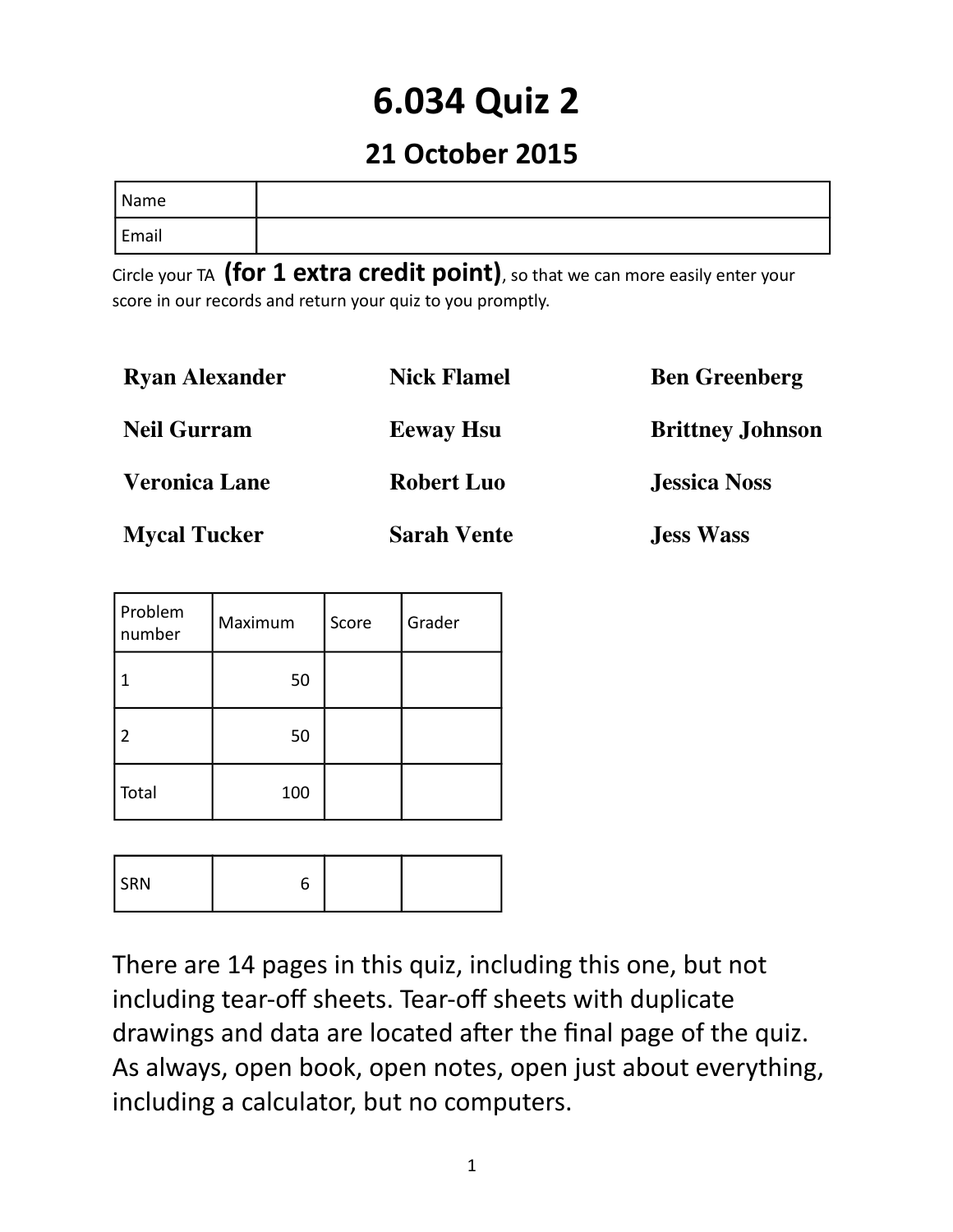# 6.034 Quiz 2

## 21 October 2015

| Name | |
|---|---|
| Email | |

Circle your TA **(for 1 extra credit point)**, so that we can more easily enter your score in our records and return your quiz to you promptly.

| | | |
|---|---|---|
| **Ryan Alexander** | **Nick Flamel** | **Ben Greenberg** |
| **Neil Gurram** | **Eeway Hsu** | **Brittney Johnson** |
| **Veronica Lane** | **Robert Luo** | **Jessica Noss** |
| **Mycal Tucker** | **Sarah Vente** | **Jess Wass** |

| Problem number | Maximum | Score | Grader |
|---|---|---|---|
| 1 | 50 | | |
| 2 | 50 | | |
| Total | 100 | | |

| | | | |
|---|---|---|---|
| SRN | 6 | | |

There are 14 pages in this quiz, including this one, but not including tear-off sheets. Tear-off sheets with duplicate drawings and data are located after the final page of the quiz. As always, open book, open notes, open just about everything, including a calculator, but no computers.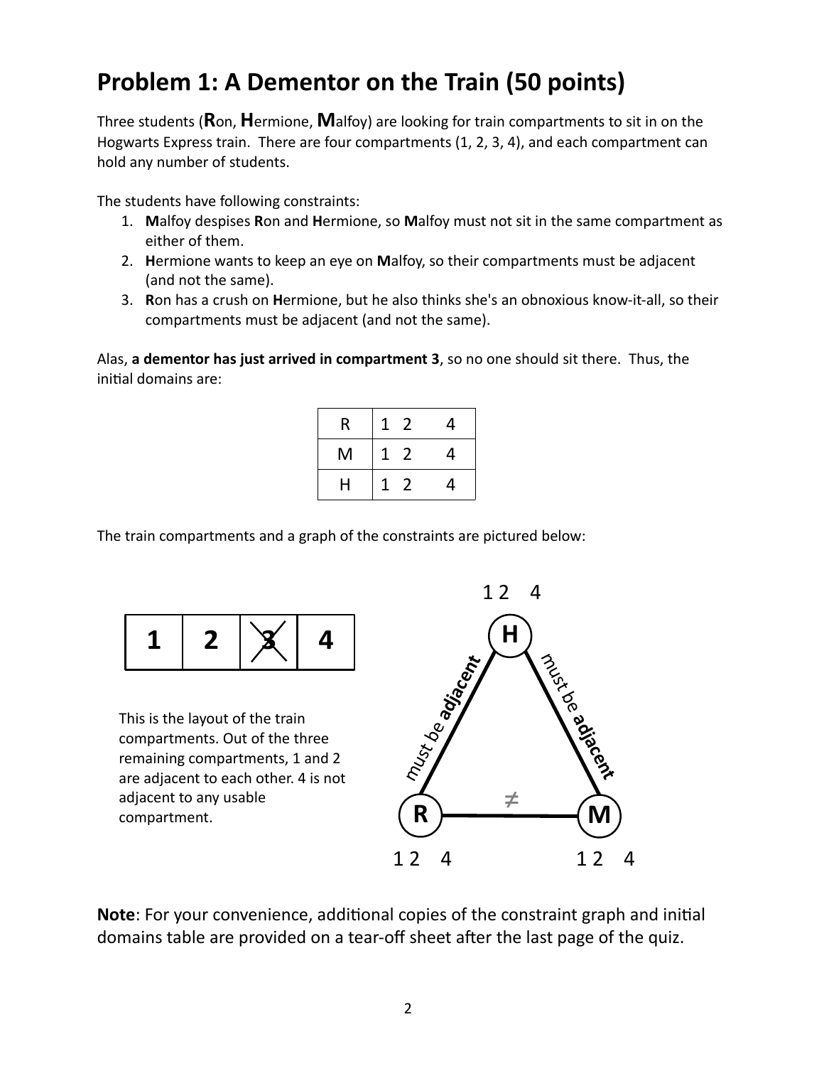## Problem 1: A Dementor on the Train (50 points)

Three students (**R**on, **H**ermione, **M**alfoy) are looking for train compartments to sit in on the Hogwarts Express train. There are four compartments (1, 2, 3, 4), and each compartment can hold any number of students.

The students have following constraints:

1. **M**alfoy despises **R**on and **H**ermione, so **M**alfoy must not sit in the same compartment as either of them.
2. **H**ermione wants to keep an eye on **M**alfoy, so their compartments must be adjacent (and not the same).
3. **R**on has a crush on **H**ermione, but he also thinks she's an obnoxious know-it-all, so their compartments must be adjacent (and not the same).

Alas, **a dementor has just arrived in compartment 3**, so no one should sit there. Thus, the initial domains are:

| | |
|---|---|
| R | 1 2 4 |
| M | 1 2 4 |
| H | 1 2 4 |

The train compartments and a graph of the constraints are pictured below:

| 1 | 2 | ~~3~~ | 4 |
|---|---|---|---|

This is the layout of the train compartments. Out of the three remaining compartments, 1 and 2 are adjacent to each other. 4 is not adjacent to any usable compartment.

Constraint graph: H (1 2 4), R (1 2 4), M (1 2 4). H–R: must be **adjacent**; H–M: must be **adjacent**; R–M: $\neq$

**Note**: For your convenience, additional copies of the constraint graph and initial domains table are provided on a tear-off sheet after the last page of the quiz.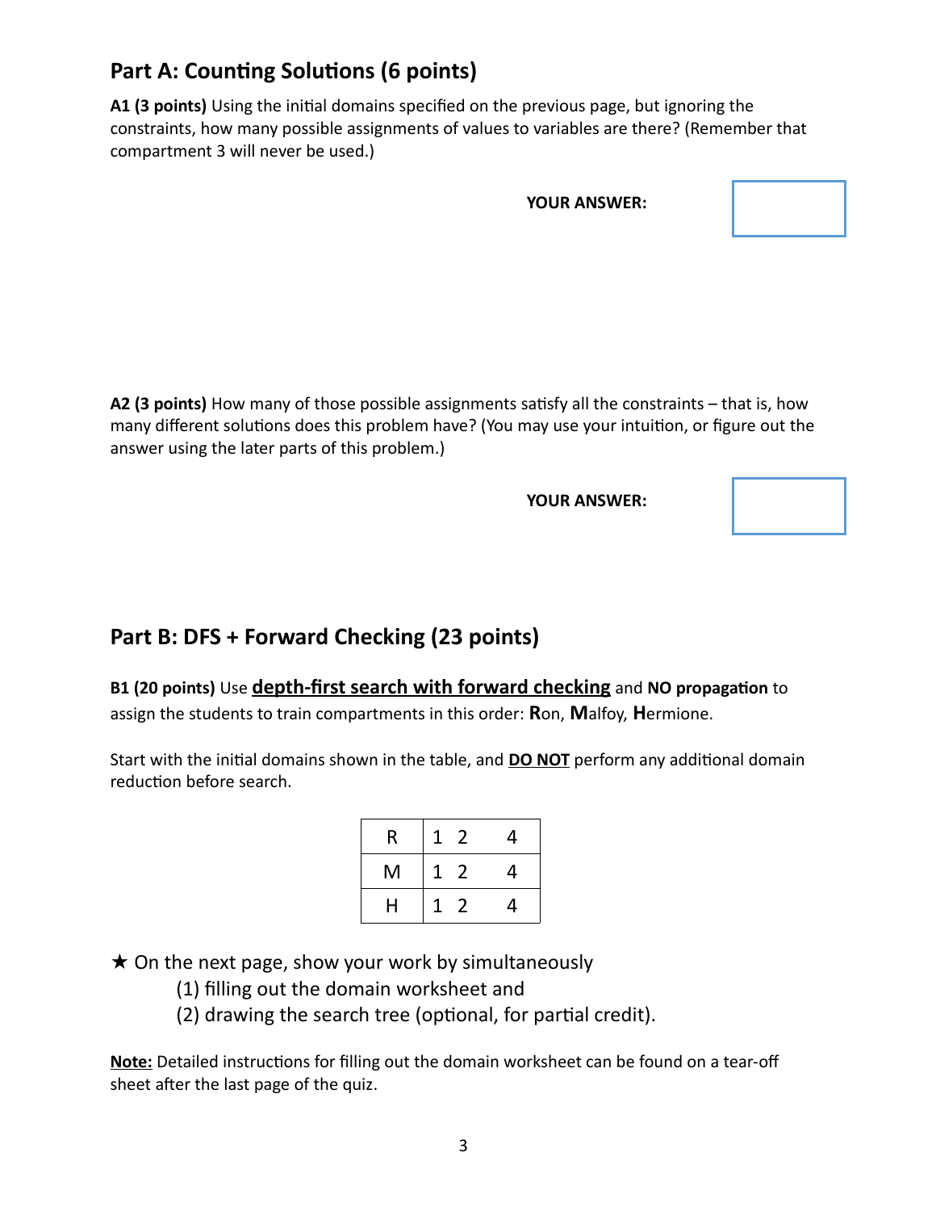## Part A: Counting Solutions (6 points)

**A1 (3 points)** Using the initial domains specified on the previous page, but ignoring the constraints, how many possible assignments of values to variables are there? (Remember that compartment 3 will never be used.)

**YOUR ANSWER:**

**A2 (3 points)** How many of those possible assignments satisfy all the constraints – that is, how many different solutions does this problem have? (You may use your intuition, or figure out the answer using the later parts of this problem.)

**YOUR ANSWER:**

## Part B: DFS + Forward Checking (23 points)

**B1 (20 points)** Use **<u>depth-first search with forward checking</u>** and **NO propagation** to assign the students to train compartments in this order: **R**on, **M**alfoy, **H**ermione.

Start with the initial domains shown in the table, and **<u>DO NOT</u>** perform any additional domain reduction before search.

| | | | | |
|---|---|---|---|---|
| R | 1 | 2 | | 4 |
| M | 1 | 2 | | 4 |
| H | 1 | 2 | | 4 |

★ On the next page, show your work by simultaneously
(1) filling out the domain worksheet and
(2) drawing the search tree (optional, for partial credit).

**<u>Note:</u>** Detailed instructions for filling out the domain worksheet can be found on a tear-off sheet after the last page of the quiz.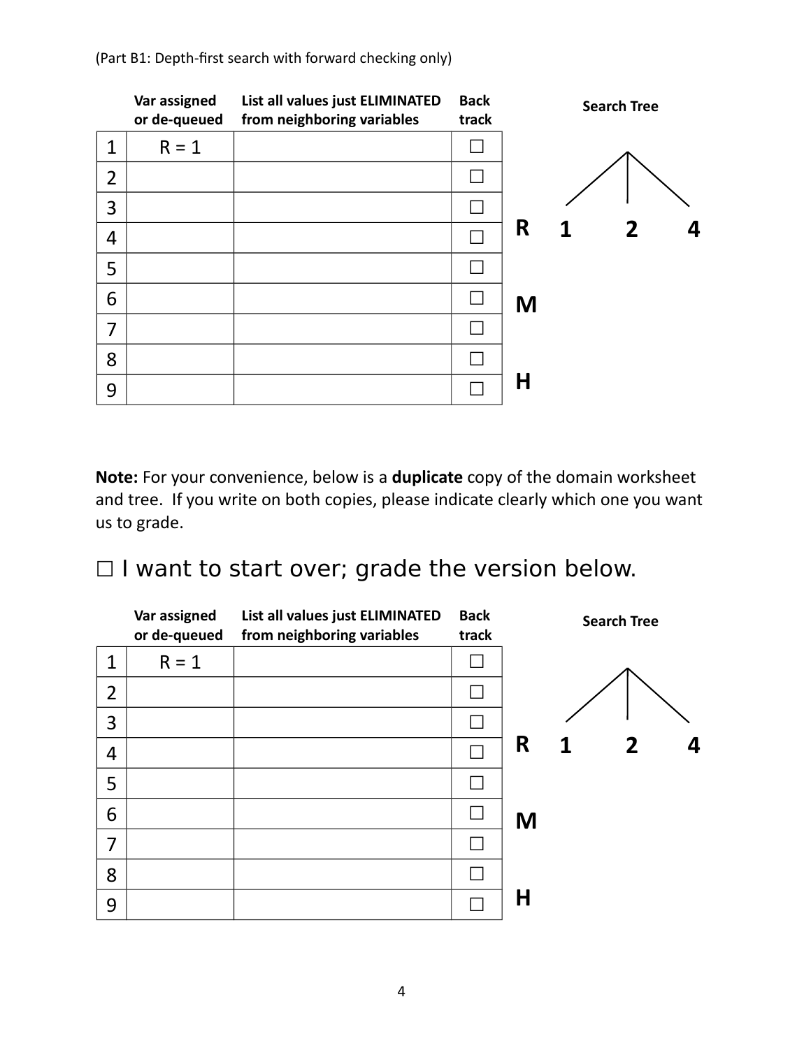(Part B1: Depth-first search with forward checking only)

| | Var assigned or de-queued | List all values just ELIMINATED from neighboring variables | Back track |
|---|---|---|---|
| 1 | R = 1 | | ☐ |
| 2 | | | ☐ |
| 3 | | | ☐ |
| 4 | | | ☐ |
| 5 | | | ☐ |
| 6 | | | ☐ |
| 7 | | | ☐ |
| 8 | | | ☐ |
| 9 | | | ☐ |

**Search Tree**

**R** **1** **2** **4**

**M**

**H**

**Note:** For your convenience, below is a **duplicate** copy of the domain worksheet and tree. If you write on both copies, please indicate clearly which one you want us to grade.

☐ I want to start over; grade the version below.

| | Var assigned or de-queued | List all values just ELIMINATED from neighboring variables | Back track |
|---|---|---|---|
| 1 | R = 1 | | ☐ |
| 2 | | | ☐ |
| 3 | | | ☐ |
| 4 | | | ☐ |
| 5 | | | ☐ |
| 6 | | | ☐ |
| 7 | | | ☐ |
| 8 | | | ☐ |
| 9 | | | ☐ |

**Search Tree**

**R** **1** **2** **4**

**M**

**H**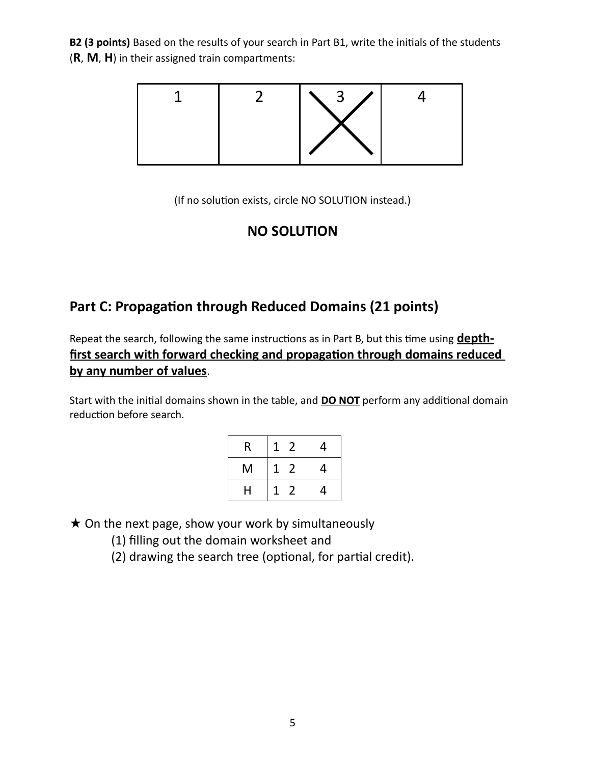**B2 (3 points)** Based on the results of your search in Part B1, write the initials of the students (**R**, **M**, **H**) in their assigned train compartments:

| 1 | 2 | 3 | 4 |
|---|---|---|---|
| | | X | |

(If no solution exists, circle NO SOLUTION instead.)

**NO SOLUTION**

## Part C: Propagation through Reduced Domains (21 points)

Repeat the search, following the same instructions as in Part B, but this time using **depth-first search with forward checking and propagation through domains reduced by any number of values**.

Start with the initial domains shown in the table, and **DO NOT** perform any additional domain reduction before search.

| | | | |
|---|---|---|---|
| R | 1 | 2 | 4 |
| M | 1 | 2 | 4 |
| H | 1 | 2 | 4 |

★ On the next page, show your work by simultaneously

(1) filling out the domain worksheet and

(2) drawing the search tree (optional, for partial credit).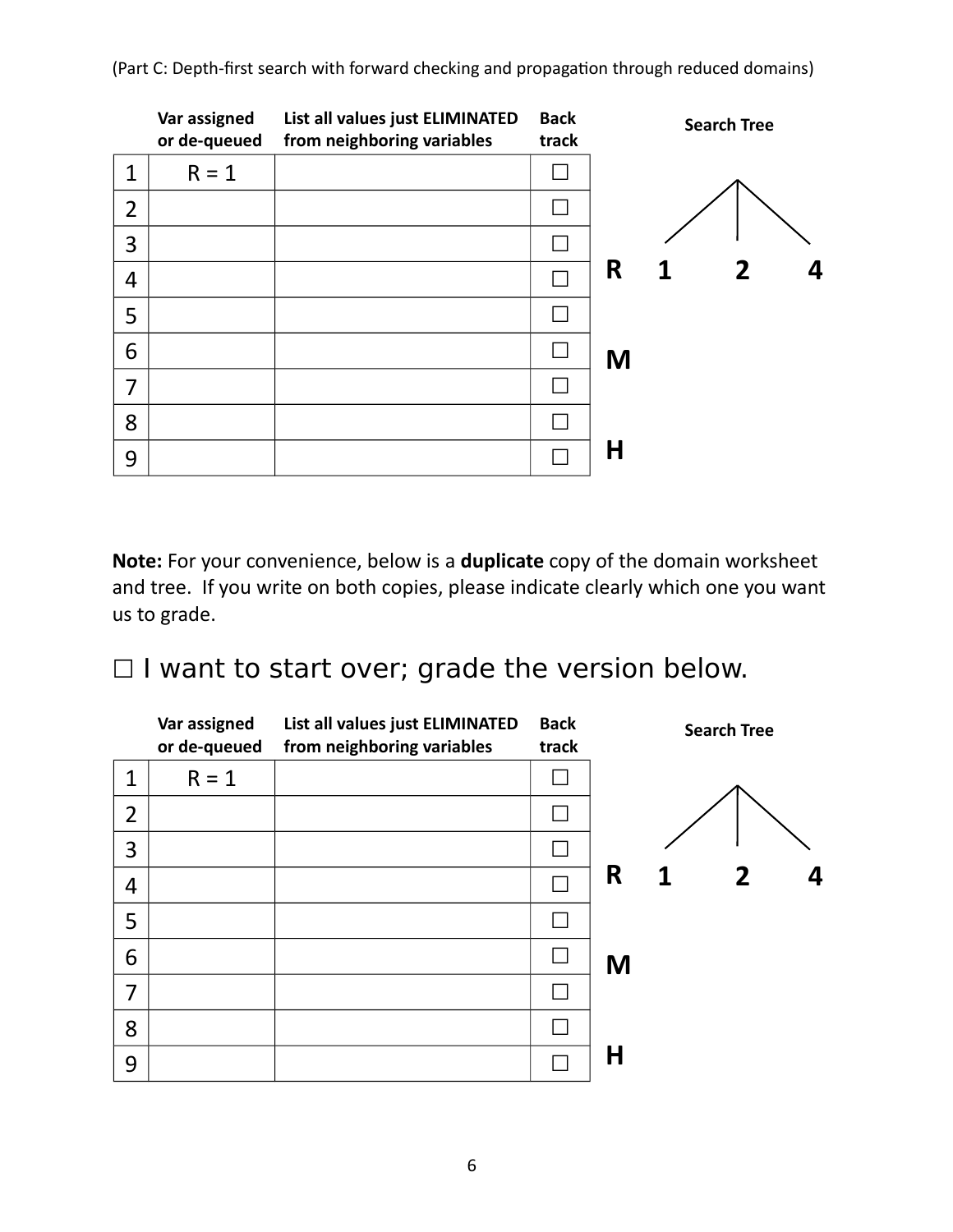(Part C: Depth-first search with forward checking and propagation through reduced domains)

| | Var assigned or de-queued | List all values just ELIMINATED from neighboring variables | Back track |
|---|---|---|---|
| 1 | R = 1 | | ☐ |
| 2 | | | ☐ |
| 3 | | | ☐ |
| 4 | | | ☐ |
| 5 | | | ☐ |
| 6 | | | ☐ |
| 7 | | | ☐ |
| 8 | | | ☐ |
| 9 | | | ☐ |

**Search Tree**

**R** **1** **2** **4**

**M**

**H**

**Note:** For your convenience, below is a **duplicate** copy of the domain worksheet and tree. If you write on both copies, please indicate clearly which one you want us to grade.

☐ I want to start over; grade the version below.

| | Var assigned or de-queued | List all values just ELIMINATED from neighboring variables | Back track |
|---|---|---|---|
| 1 | R = 1 | | ☐ |
| 2 | | | ☐ |
| 3 | | | ☐ |
| 4 | | | ☐ |
| 5 | | | ☐ |
| 6 | | | ☐ |
| 7 | | | ☐ |
| 8 | | | ☐ |
| 9 | | | ☐ |

**Search Tree**

**R** **1** **2** **4**

**M**

**H**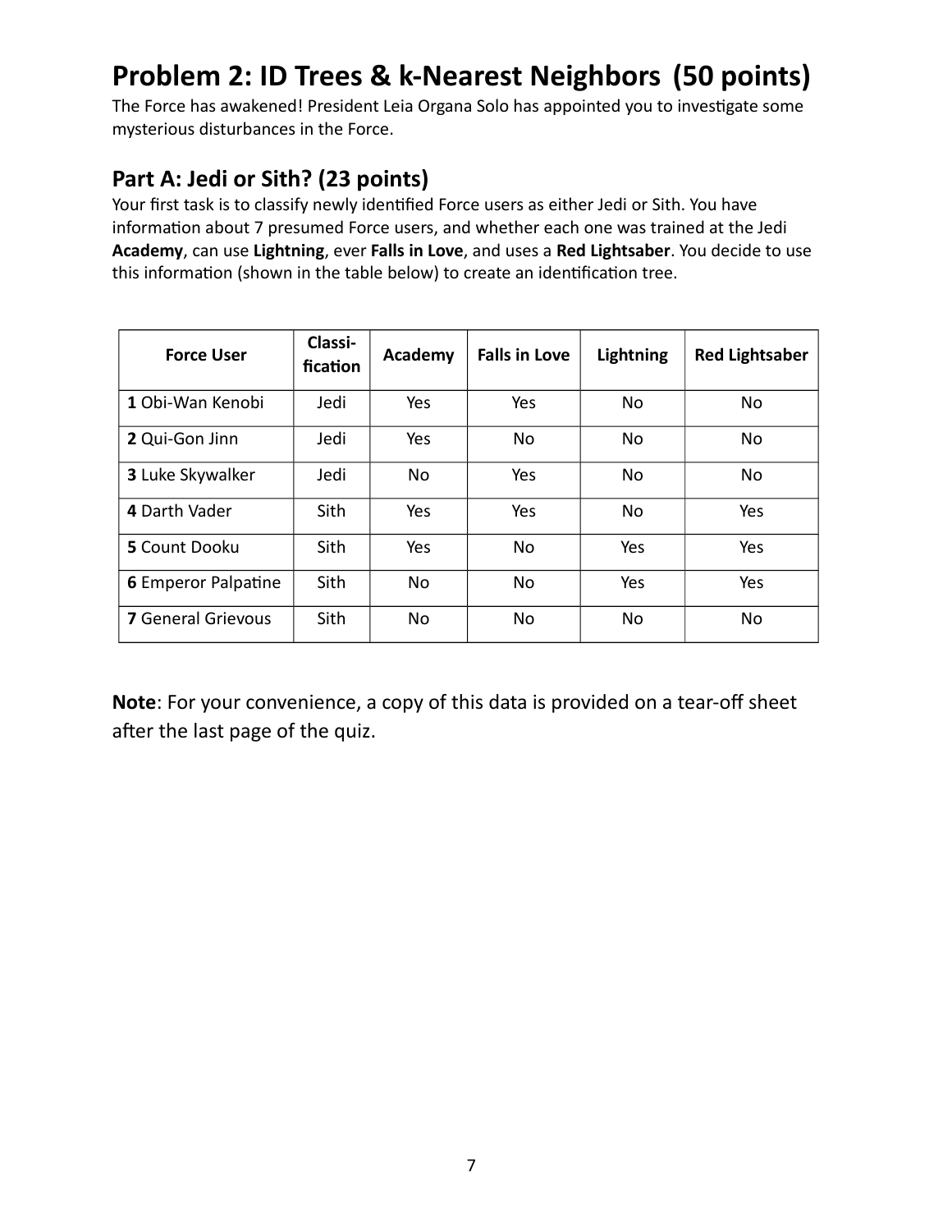# Problem 2: ID Trees & k-Nearest Neighbors (50 points)

The Force has awakened! President Leia Organa Solo has appointed you to investigate some mysterious disturbances in the Force.

## Part A: Jedi or Sith? (23 points)

Your first task is to classify newly identified Force users as either Jedi or Sith. You have information about 7 presumed Force users, and whether each one was trained at the Jedi **Academy**, can use **Lightning**, ever **Falls in Love**, and uses a **Red Lightsaber**. You decide to use this information (shown in the table below) to create an identification tree.

| Force User | Classi-fication | Academy | Falls in Love | Lightning | Red Lightsaber |
|---|---|---|---|---|---|
| **1** Obi-Wan Kenobi | Jedi | Yes | Yes | No | No |
| **2** Qui-Gon Jinn | Jedi | Yes | No | No | No |
| **3** Luke Skywalker | Jedi | No | Yes | No | No |
| **4** Darth Vader | Sith | Yes | Yes | No | Yes |
| **5** Count Dooku | Sith | Yes | No | Yes | Yes |
| **6** Emperor Palpatine | Sith | No | No | Yes | Yes |
| **7** General Grievous | Sith | No | No | No | No |

**Note**: For your convenience, a copy of this data is provided on a tear-off sheet after the last page of the quiz.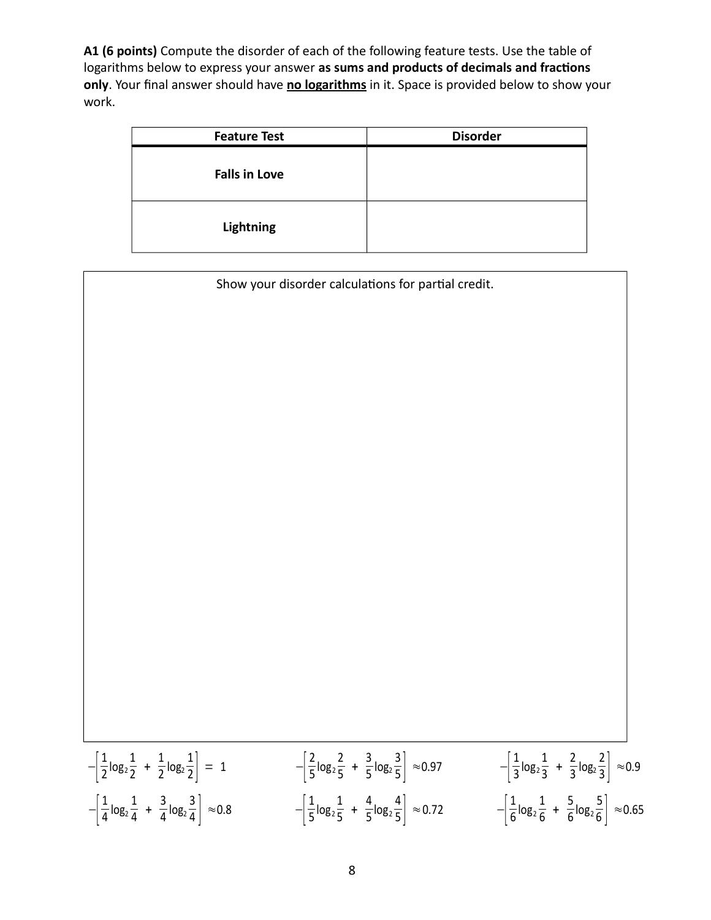**A1 (6 points)** Compute the disorder of each of the following feature tests. Use the table of logarithms below to express your answer **as sums and products of decimals and fractions only**. Your final answer should have **<u>no logarithms</u>** in it. Space is provided below to show your work.

| Feature Test | Disorder |
|---|---|
| **Falls in Love** | |
| **Lightning** | |

Show your disorder calculations for partial credit.

$$-\left[\frac{1}{2}\log_2\frac{1}{2} + \frac{1}{2}\log_2\frac{1}{2}\right] = 1$$

$$-\left[\frac{2}{5}\log_2\frac{2}{5} + \frac{3}{5}\log_2\frac{3}{5}\right] \approx 0.97$$

$$-\left[\frac{1}{3}\log_2\frac{1}{3} + \frac{2}{3}\log_2\frac{2}{3}\right] \approx 0.9$$

$$-\left[\frac{1}{4}\log_2\frac{1}{4} + \frac{3}{4}\log_2\frac{3}{4}\right] \approx 0.8$$

$$-\left[\frac{1}{5}\log_2\frac{1}{5} + \frac{4}{5}\log_2\frac{4}{5}\right] \approx 0.72$$

$$-\left[\frac{1}{6}\log_2\frac{1}{6} + \frac{5}{6}\log_2\frac{5}{6}\right] \approx 0.65$$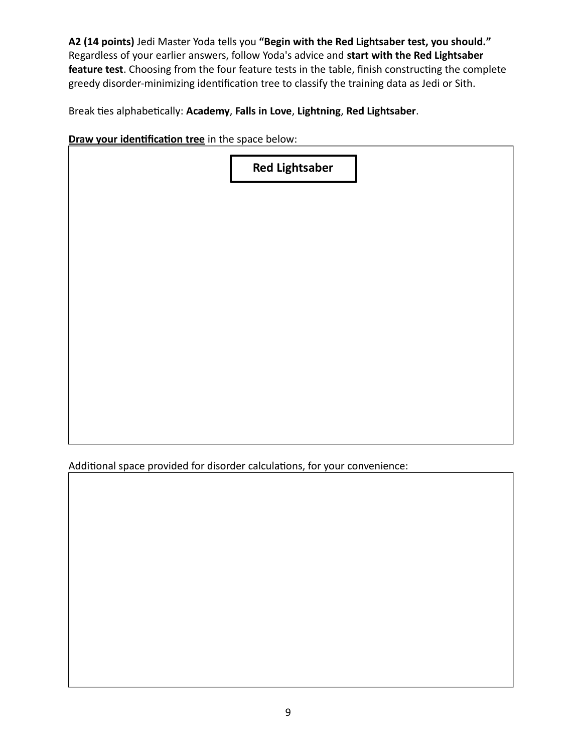**A2 (14 points)** Jedi Master Yoda tells you **"Begin with the Red Lightsaber test, you should."** Regardless of your earlier answers, follow Yoda's advice and **start with the Red Lightsaber feature test**. Choosing from the four feature tests in the table, finish constructing the complete greedy disorder-minimizing identification tree to classify the training data as Jedi or Sith.

Break ties alphabetically: **Academy**, **Falls in Love**, **Lightning**, **Red Lightsaber**.

**Draw your identification tree** in the space below:

**Red Lightsaber**

Additional space provided for disorder calculations, for your convenience: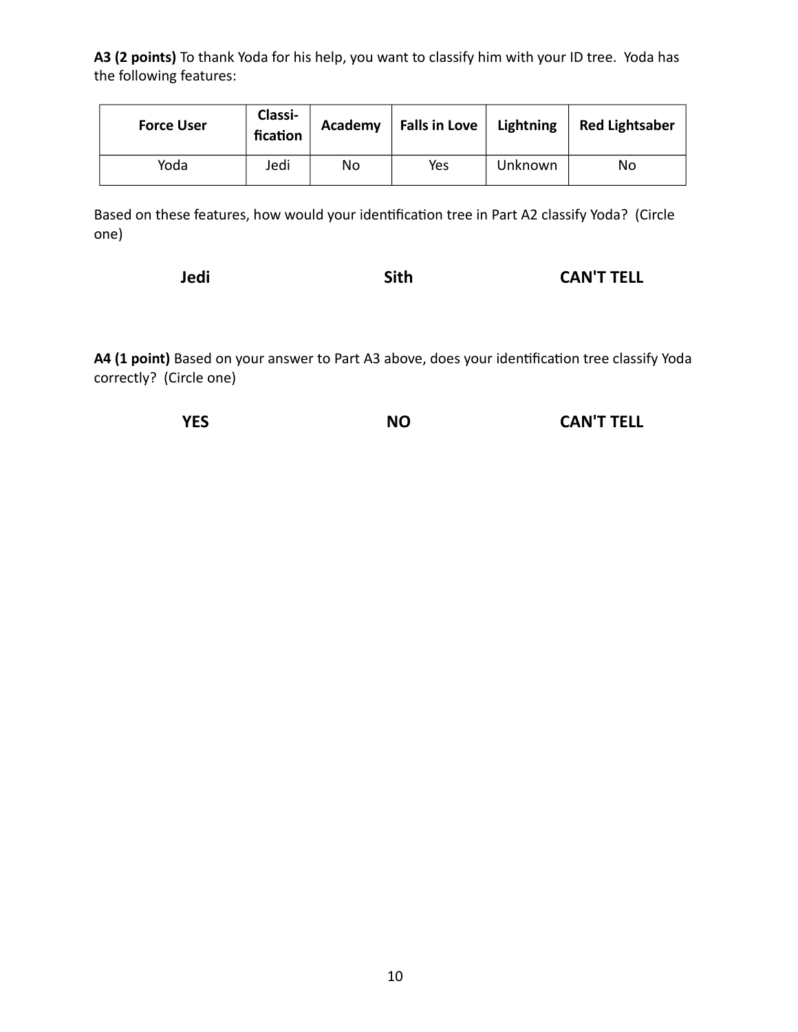**A3 (2 points)** To thank Yoda for his help, you want to classify him with your ID tree. Yoda has the following features:

| Force User | Classi-fication | Academy | Falls in Love | Lightning | Red Lightsaber |
|---|---|---|---|---|---|
| Yoda | Jedi | No | Yes | Unknown | No |

Based on these features, how would your identification tree in Part A2 classify Yoda? (Circle one)

**Jedi** **Sith** **CAN'T TELL**

**A4 (1 point)** Based on your answer to Part A3 above, does your identification tree classify Yoda correctly? (Circle one)

**YES** **NO** **CAN'T TELL**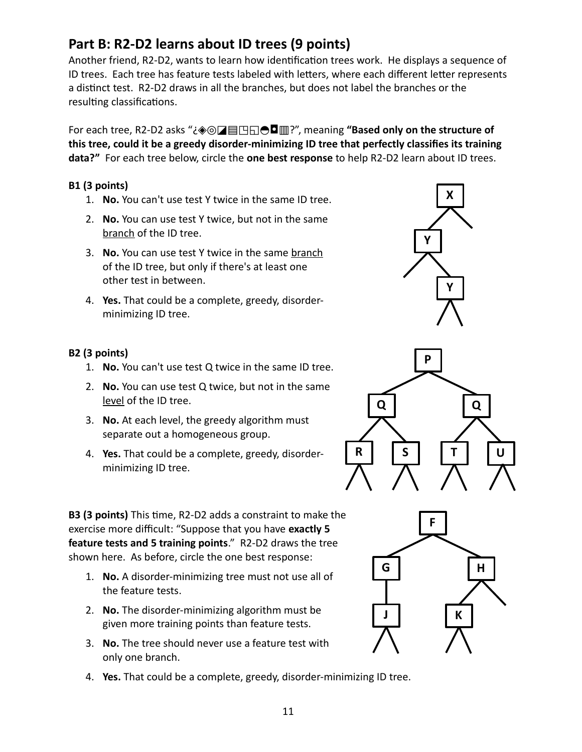## Part B: R2-D2 learns about ID trees (9 points)

Another friend, R2-D2, wants to learn how identification trees work. He displays a sequence of ID trees. Each tree has feature tests labeled with letters, where each different letter represents a distinct test. R2-D2 draws in all the branches, but does not label the branches or the resulting classifications.

For each tree, R2-D2 asks "¿◈◎◪▤◳◱◓◘▥?", meaning **"Based only on the structure of this tree, could it be a greedy disorder-minimizing ID tree that perfectly classifies its training data?"** For each tree below, circle the **one best response** to help R2-D2 learn about ID trees.

**B1 (3 points)**

1. **No.** You can't use test Y twice in the same ID tree.
2. **No.** You can use test Y twice, but not in the same branch of the ID tree.
3. **No.** You can use test Y twice in the same branch of the ID tree, but only if there's at least one other test in between.
4. **Yes.** That could be a complete, greedy, disorder-minimizing ID tree.

**B2 (3 points)**

1. **No.** You can't use test Q twice in the same ID tree.
2. **No.** You can use test Q twice, but not in the same level of the ID tree.
3. **No.** At each level, the greedy algorithm must separate out a homogeneous group.
4. **Yes.** That could be a complete, greedy, disorder-minimizing ID tree.

**B3 (3 points)** This time, R2-D2 adds a constraint to make the exercise more difficult: "Suppose that you have **exactly 5 feature tests and 5 training points**." R2-D2 draws the tree shown here. As before, circle the one best response:

1. **No.** A disorder-minimizing tree must not use all of the feature tests.
2. **No.** The disorder-minimizing algorithm must be given more training points than feature tests.
3. **No.** The tree should never use a feature test with only one branch.
4. **Yes.** That could be a complete, greedy, disorder-minimizing ID tree.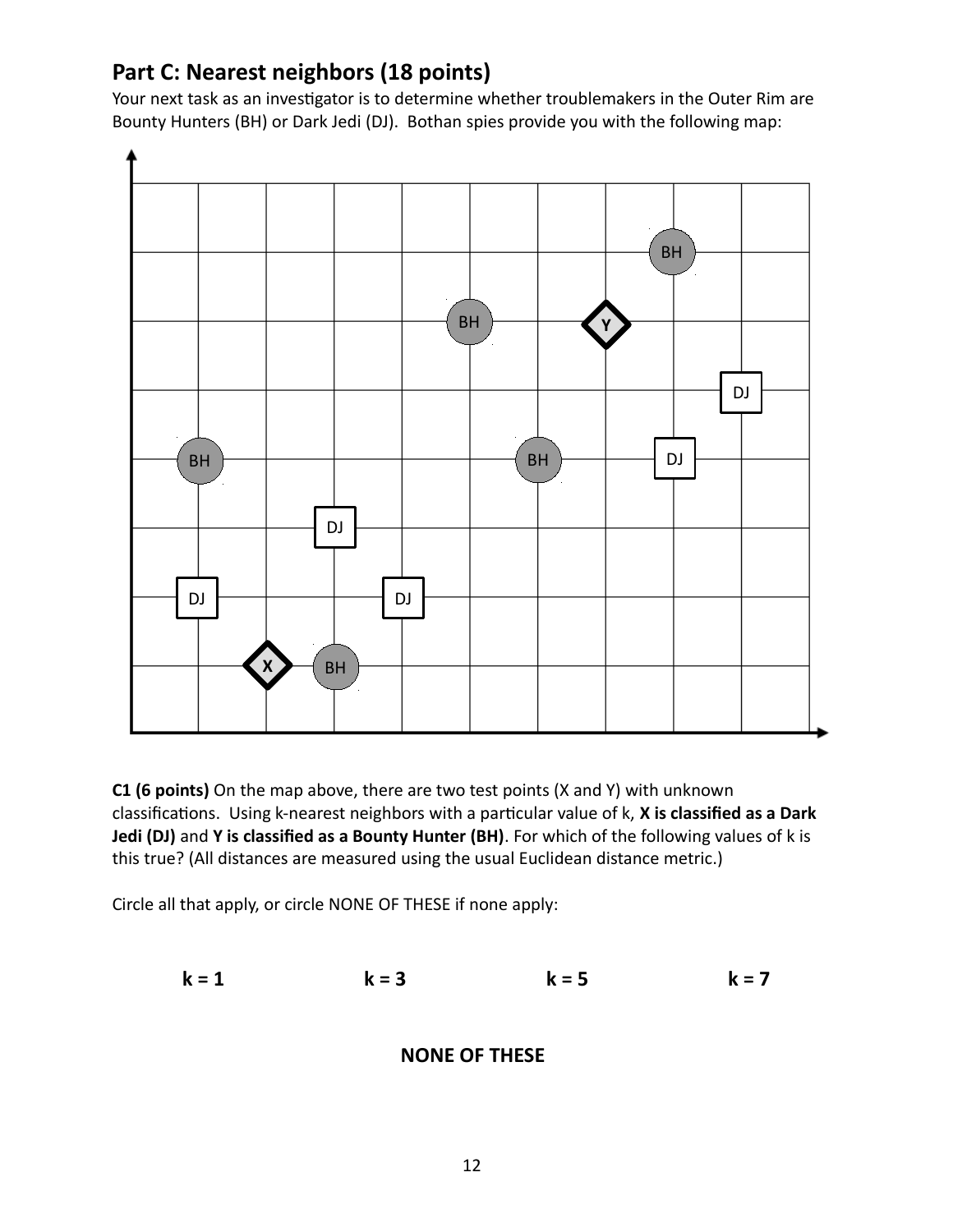## Part C: Nearest neighbors (18 points)

Your next task as an investigator is to determine whether troublemakers in the Outer Rim are Bounty Hunters (BH) or Dark Jedi (DJ). Bothan spies provide you with the following map:

**C1 (6 points)** On the map above, there are two test points (X and Y) with unknown classifications. Using k-nearest neighbors with a particular value of k, **X is classified as a Dark Jedi (DJ)** and **Y is classified as a Bounty Hunter (BH)**. For which of the following values of k is this true? (All distances are measured using the usual Euclidean distance metric.)

Circle all that apply, or circle NONE OF THESE if none apply:

**k = 1** **k = 3** **k = 5** **k = 7**

**NONE OF THESE**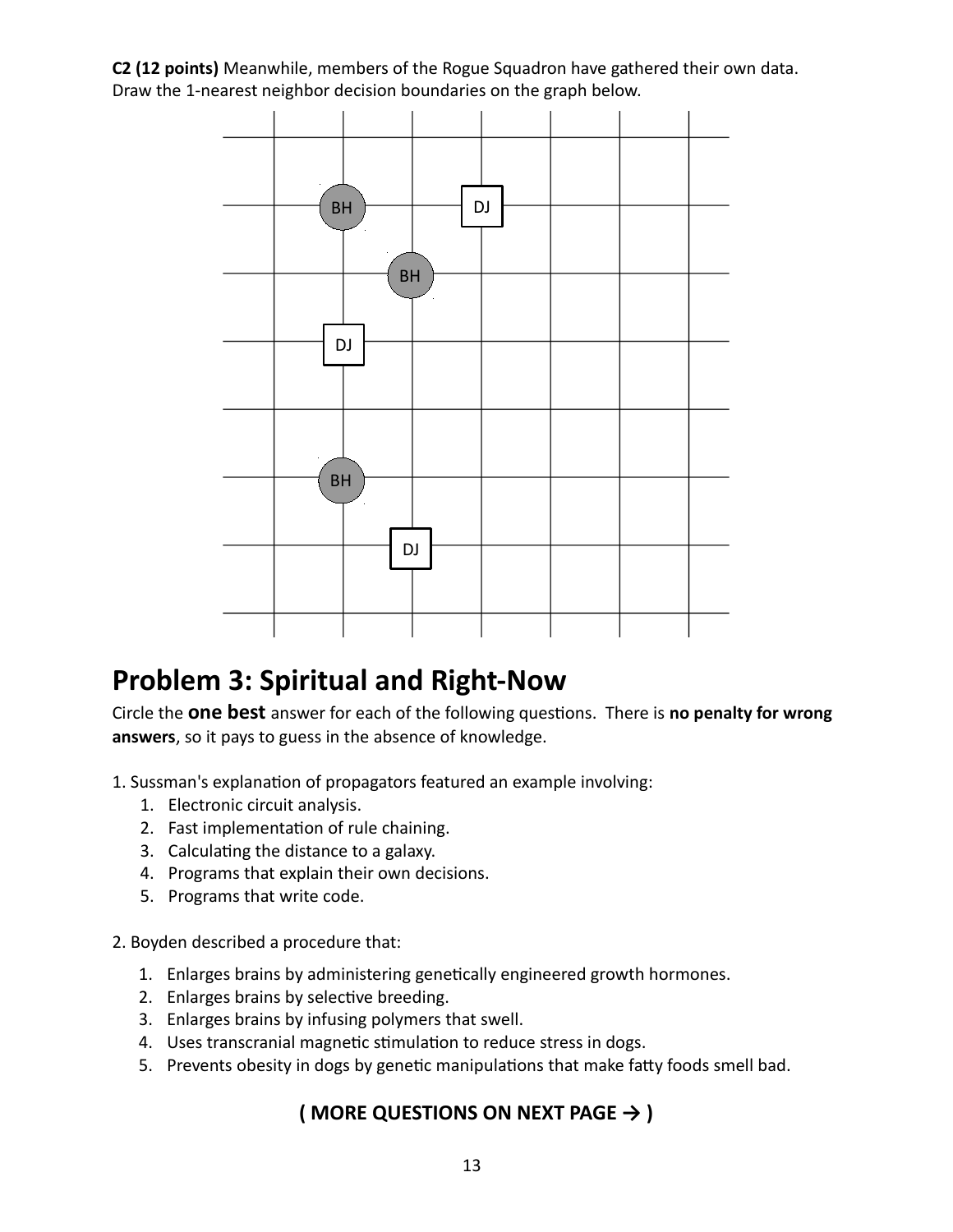**C2 (12 points)** Meanwhile, members of the Rogue Squadron have gathered their own data. Draw the 1-nearest neighbor decision boundaries on the graph below.

# Problem 3: Spiritual and Right-Now

Circle the **one best** answer for each of the following questions. There is **no penalty for wrong answers**, so it pays to guess in the absence of knowledge.

1. Sussman's explanation of propagators featured an example involving:
   1. Electronic circuit analysis.
   2. Fast implementation of rule chaining.
   3. Calculating the distance to a galaxy.
   4. Programs that explain their own decisions.
   5. Programs that write code.

2. Boyden described a procedure that:
   1. Enlarges brains by administering genetically engineered growth hormones.
   2. Enlarges brains by selective breeding.
   3. Enlarges brains by infusing polymers that swell.
   4. Uses transcranial magnetic stimulation to reduce stress in dogs.
   5. Prevents obesity in dogs by genetic manipulations that make fatty foods smell bad.

**( MORE QUESTIONS ON NEXT PAGE → )**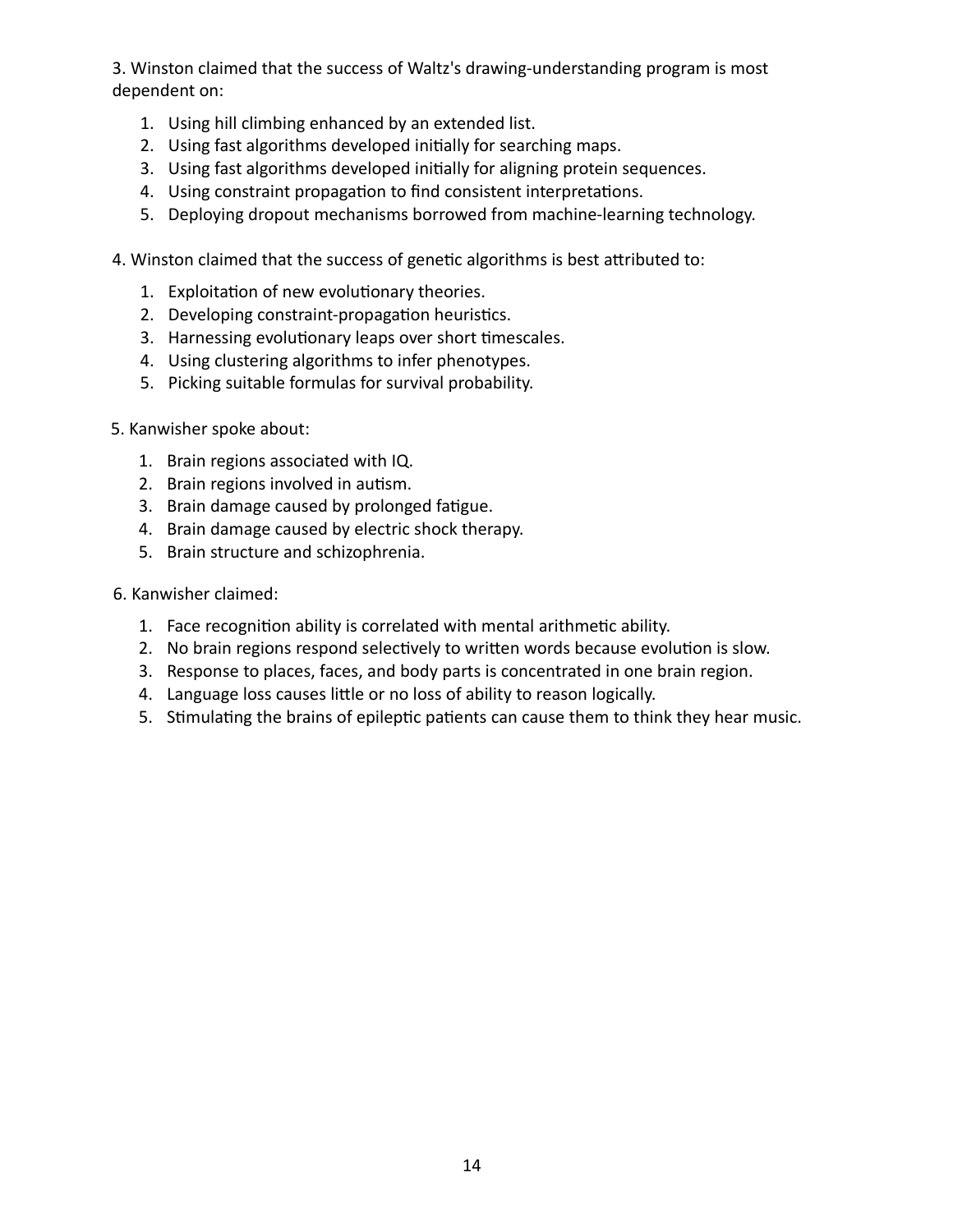3. Winston claimed that the success of Waltz's drawing-understanding program is most dependent on:

1. Using hill climbing enhanced by an extended list.
2. Using fast algorithms developed initially for searching maps.
3. Using fast algorithms developed initially for aligning protein sequences.
4. Using constraint propagation to find consistent interpretations.
5. Deploying dropout mechanisms borrowed from machine-learning technology.

4. Winston claimed that the success of genetic algorithms is best attributed to:

1. Exploitation of new evolutionary theories.
2. Developing constraint-propagation heuristics.
3. Harnessing evolutionary leaps over short timescales.
4. Using clustering algorithms to infer phenotypes.
5. Picking suitable formulas for survival probability.

5. Kanwisher spoke about:

1. Brain regions associated with IQ.
2. Brain regions involved in autism.
3. Brain damage caused by prolonged fatigue.
4. Brain damage caused by electric shock therapy.
5. Brain structure and schizophrenia.

6. Kanwisher claimed:

1. Face recognition ability is correlated with mental arithmetic ability.
2. No brain regions respond selectively to written words because evolution is slow.
3. Response to places, faces, and body parts is concentrated in one brain region.
4. Language loss causes little or no loss of ability to reason logically.
5. Stimulating the brains of epileptic patients can cause them to think they hear music.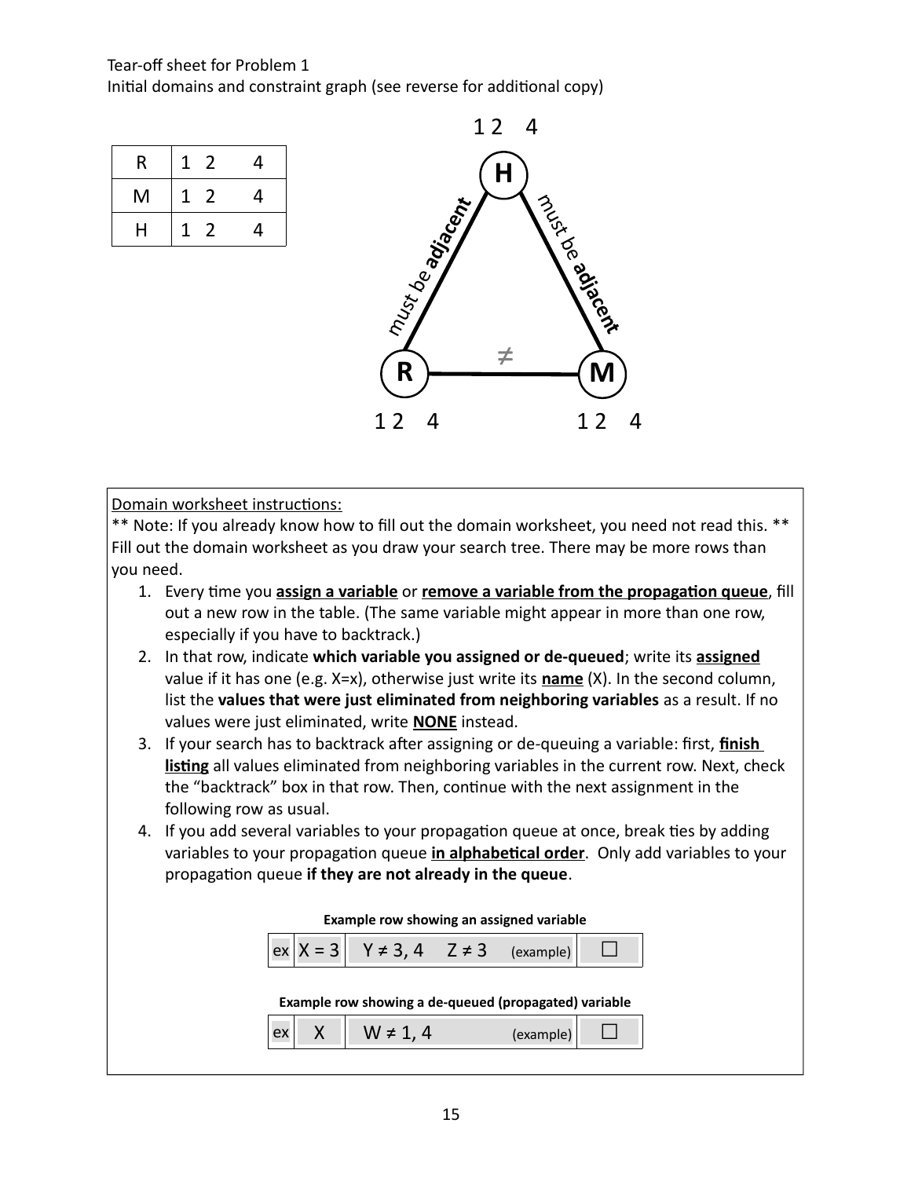Tear-off sheet for Problem 1

Initial domains and constraint graph (see reverse for additional copy)

| R | 1 2 4 |
|---|---|
| M | 1 2 4 |
| H | 1 2 4 |

H: 1 2 4
R: 1 2 4
M: 1 2 4

H – R: must be **adjacent**
H – M: must be **adjacent**
R – M: ≠

Domain worksheet instructions:

** Note: If you already know how to fill out the domain worksheet, you need not read this. **

Fill out the domain worksheet as you draw your search tree. There may be more rows than you need.

1. Every time you **assign a variable** or **remove a variable from the propagation queue**, fill out a new row in the table. (The same variable might appear in more than one row, especially if you have to backtrack.)
2. In that row, indicate **which variable you assigned or de-queued**; write its **assigned** value if it has one (e.g. X=x), otherwise just write its **name** (X). In the second column, list the **values that were just eliminated from neighboring variables** as a result. If no values were just eliminated, write **NONE** instead.
3. If your search has to backtrack after assigning or de-queuing a variable: first, **finish listing** all values eliminated from neighboring variables in the current row. Next, check the "backtrack" box in that row. Then, continue with the next assignment in the following row as usual.
4. If you add several variables to your propagation queue at once, break ties by adding variables to your propagation queue **in alphabetical order**. Only add variables to your propagation queue **if they are not already in the queue**.

**Example row showing an assigned variable**

| ex | X = 3 | Y ≠ 3, 4 Z ≠ 3 (example) | ☐ |
|---|---|---|---|

**Example row showing a de-queued (propagated) variable**

| ex | X | W ≠ 1, 4 (example) | ☐ |
|---|---|---|---|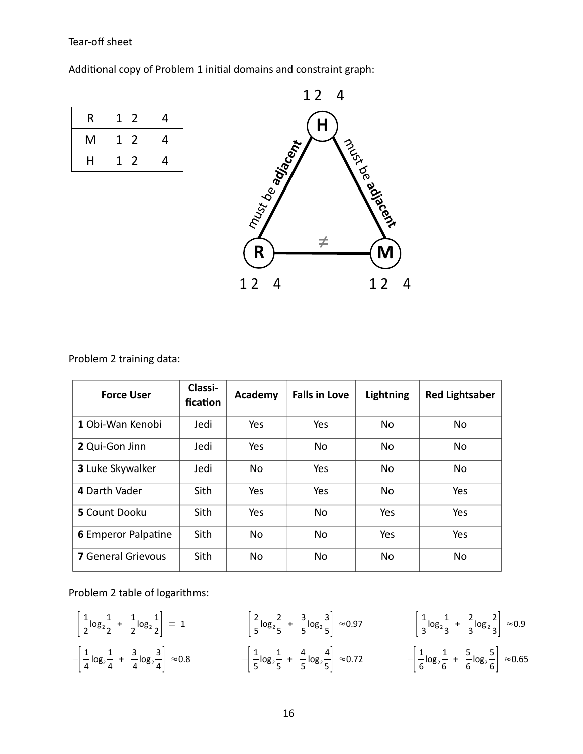Tear-off sheet

Additional copy of Problem 1 initial domains and constraint graph:

| | |
|---|---|
| R | 1 2 4 |
| M | 1 2 4 |
| H | 1 2 4 |

1 2 4

H

must be **adjacent**

must be **adjacent**

R

≠

M

1 2 4

1 2 4

Problem 2 training data:

| Force User | Classi-fication | Academy | Falls in Love | Lightning | Red Lightsaber |
|---|---|---|---|---|---|
| **1** Obi-Wan Kenobi | Jedi | Yes | Yes | No | No |
| **2** Qui-Gon Jinn | Jedi | Yes | No | No | No |
| **3** Luke Skywalker | Jedi | No | Yes | No | No |
| **4** Darth Vader | Sith | Yes | Yes | No | Yes |
| **5** Count Dooku | Sith | Yes | No | Yes | Yes |
| **6** Emperor Palpatine | Sith | No | No | Yes | Yes |
| **7** General Grievous | Sith | No | No | No | No |

Problem 2 table of logarithms:

$$-\left[\frac{1}{2}\log_2\frac{1}{2} + \frac{1}{2}\log_2\frac{1}{2}\right] = 1 \qquad -\left[\frac{2}{5}\log_2\frac{2}{5} + \frac{3}{5}\log_2\frac{3}{5}\right] \approx 0.97 \qquad -\left[\frac{1}{3}\log_2\frac{1}{3} + \frac{2}{3}\log_2\frac{2}{3}\right] \approx 0.9$$

$$-\left[\frac{1}{4}\log_2\frac{1}{4} + \frac{3}{4}\log_2\frac{3}{4}\right] \approx 0.8 \qquad -\left[\frac{1}{5}\log_2\frac{1}{5} + \frac{4}{5}\log_2\frac{4}{5}\right] \approx 0.72 \qquad -\left[\frac{1}{6}\log_2\frac{1}{6} + \frac{5}{6}\log_2\frac{5}{6}\right] \approx 0.65$$